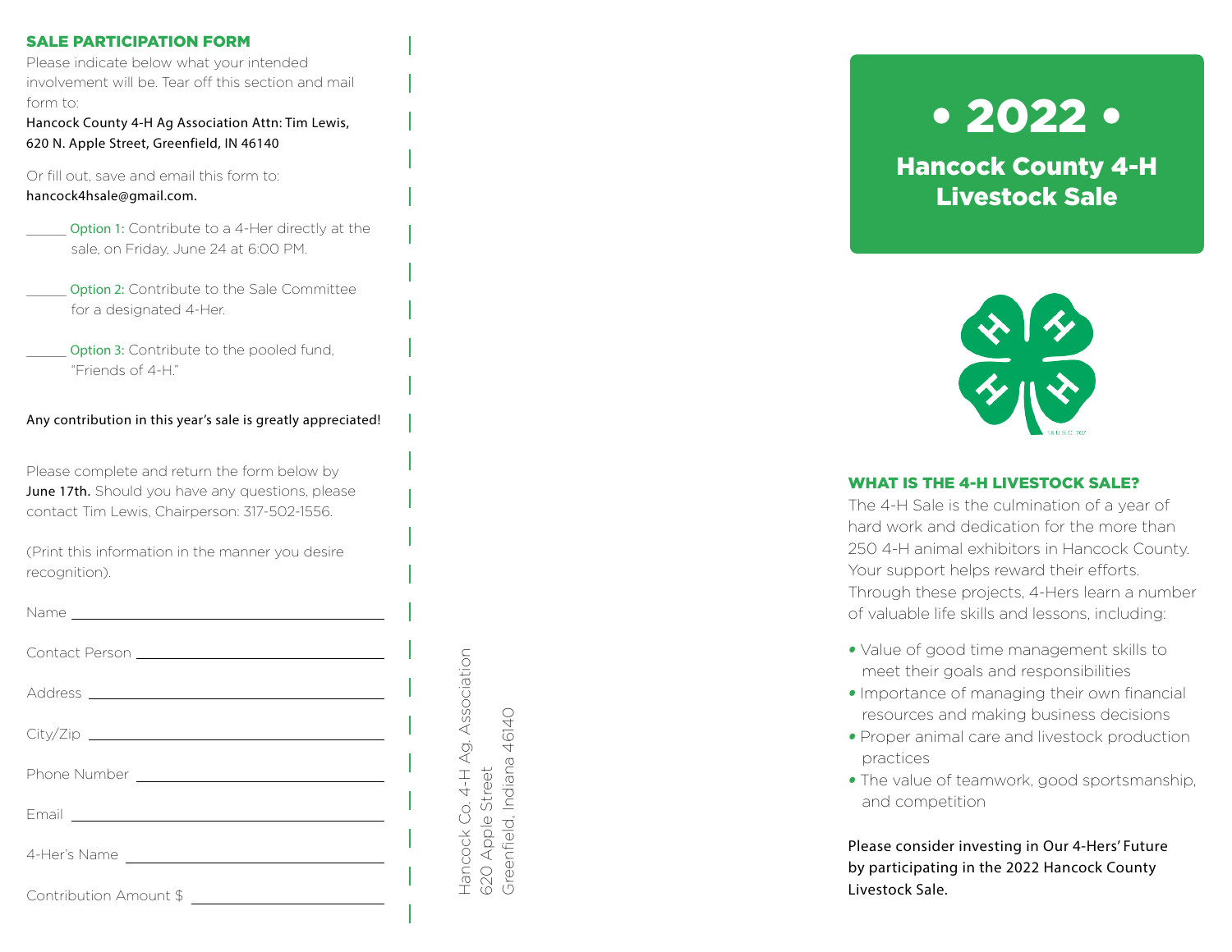## SALE PARTICIPATION FORM

Please indicate below what your intended involvement will be. Tear off this section and mail form to:

Hancock County 4-H Ag Association Attn: Tim Lewis, 620 N. Apple Street, Greenfield, IN 46140

Or fill out, save and email this form to: hancock4hsale@gmail.com.

______ Option 1: Contribute to a 4-Her directly at the sale, on Friday, June 24 at 6:00 PM.

______ Option 2: Contribute to the Sale Committee for a designated 4-Her.

______ Option 3: Contribute to the pooled fund, "Friends of 4-H."

Any contribution in this year's sale is greatly appreciated!

Please complete and return the form below by **June 17th.** Should you have any questions, please contact Tim Lewis, Chairperson: 317-502-1556.

(Print this information in the manner you desire recognition).

Name ______________________________

Contact Person ______________________________

Address ______________________________

City/Zip ______________________________

Phone Number ______________________________

Email ______________________________

4-Her's Name ______________________________

Contribution Amount $ ______________________________

Hancock Co. 4-H Ag. Association
620 Apple Street
Greenfield, Indiana 46140

# • 2022 •

# Hancock County 4-H Livestock Sale

## WHAT IS THE 4-H LIVESTOCK SALE?

The 4-H Sale is the culmination of a year of hard work and dedication for the more than 250 4-H animal exhibitors in Hancock County. Your support helps reward their efforts. Through these projects, 4-Hers learn a number of valuable life skills and lessons, including:

- Value of good time management skills to meet their goals and responsibilities
- Importance of managing their own financial resources and making business decisions
- Proper animal care and livestock production practices
- The value of teamwork, good sportsmanship, and competition

Please consider investing in Our 4-Hers' Future by participating in the 2022 Hancock County Livestock Sale.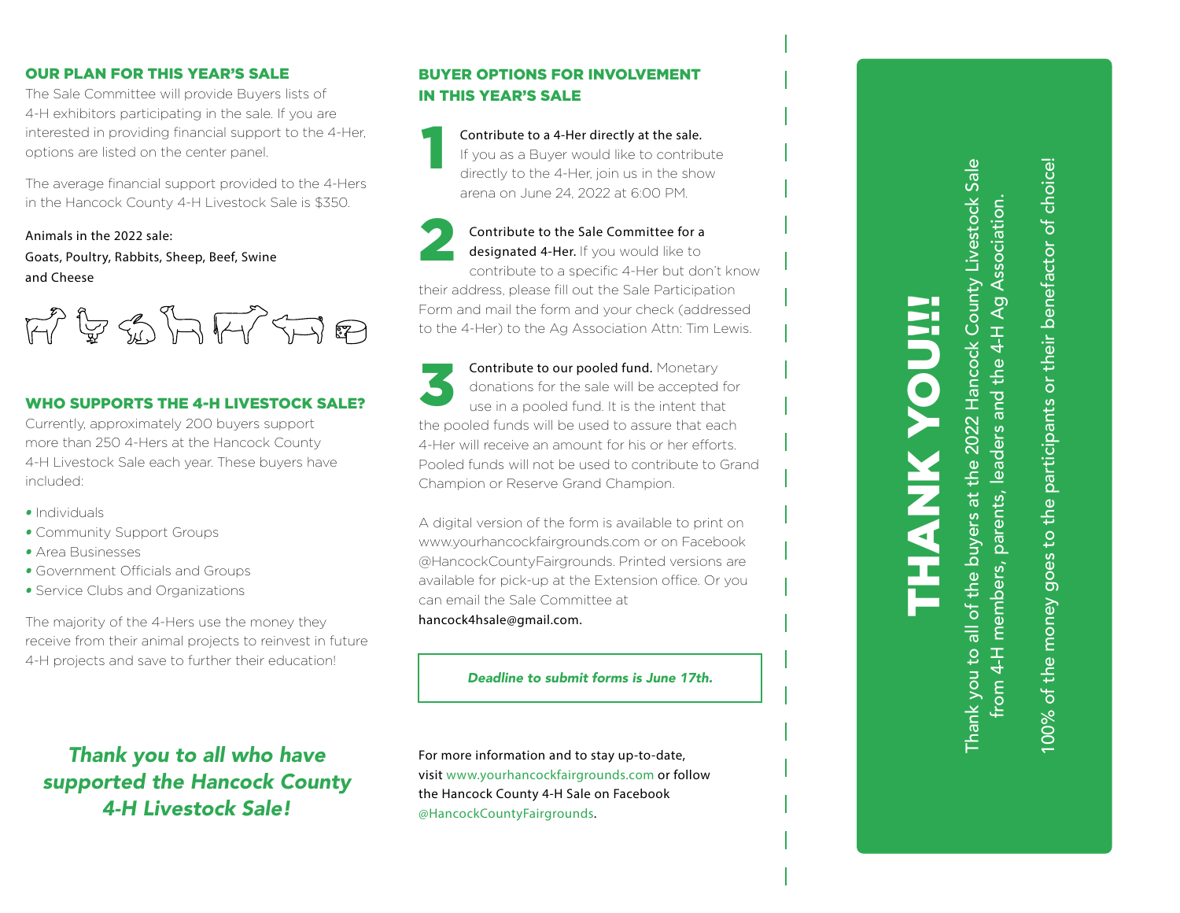## OUR PLAN FOR THIS YEAR'S SALE

The Sale Committee will provide Buyers lists of 4-H exhibitors participating in the sale. If you are interested in providing financial support to the 4-Her, options are listed on the center panel.

The average financial support provided to the 4-Hers in the Hancock County 4-H Livestock Sale is $350.

Animals in the 2022 sale:
Goats, Poultry, Rabbits, Sheep, Beef, Swine and Cheese

## WHO SUPPORTS THE 4-H LIVESTOCK SALE?

Currently, approximately 200 buyers support more than 250 4-Hers at the Hancock County 4-H Livestock Sale each year. These buyers have included:

- Individuals
- Community Support Groups
- Area Businesses
- Government Officials and Groups
- Service Clubs and Organizations

The majority of the 4-Hers use the money they receive from their animal projects to reinvest in future 4-H projects and save to further their education!

***Thank you to all who have supported the Hancock County 4-H Livestock Sale!***

## BUYER OPTIONS FOR INVOLVEMENT IN THIS YEAR'S SALE

**1** Contribute to a 4-Her directly at the sale. If you as a Buyer would like to contribute directly to the 4-Her, join us in the show arena on June 24, 2022 at 6:00 PM.

**2** Contribute to the Sale Committee for a designated 4-Her. If you would like to contribute to a specific 4-Her but don't know their address, please fill out the Sale Participation Form and mail the form and your check (addressed to the 4-Her) to the Ag Association Attn: Tim Lewis.

**3** Contribute to our pooled fund. Monetary donations for the sale will be accepted for use in a pooled fund. It is the intent that the pooled funds will be used to assure that each 4-Her will receive an amount for his or her efforts. Pooled funds will not be used to contribute to Grand Champion or Reserve Grand Champion.

A digital version of the form is available to print on www.yourhancockfairgrounds.com or on Facebook @HancockCountyFairgrounds. Printed versions are available for pick-up at the Extension office. Or you can email the Sale Committee at hancock4hsale@gmail.com.

***Deadline to submit forms is June 17th.***

For more information and to stay up-to-date, visit www.yourhancockfairgrounds.com or follow the Hancock County 4-H Sale on Facebook @HancockCountyFairgrounds.

# THANK YOU!!!

Thank you to all of the buyers at the 2022 Hancock County Livestock Sale from 4-H members, parents, leaders and the 4-H Ag Association.

100% of the money goes to the participants or their benefactor of choice!